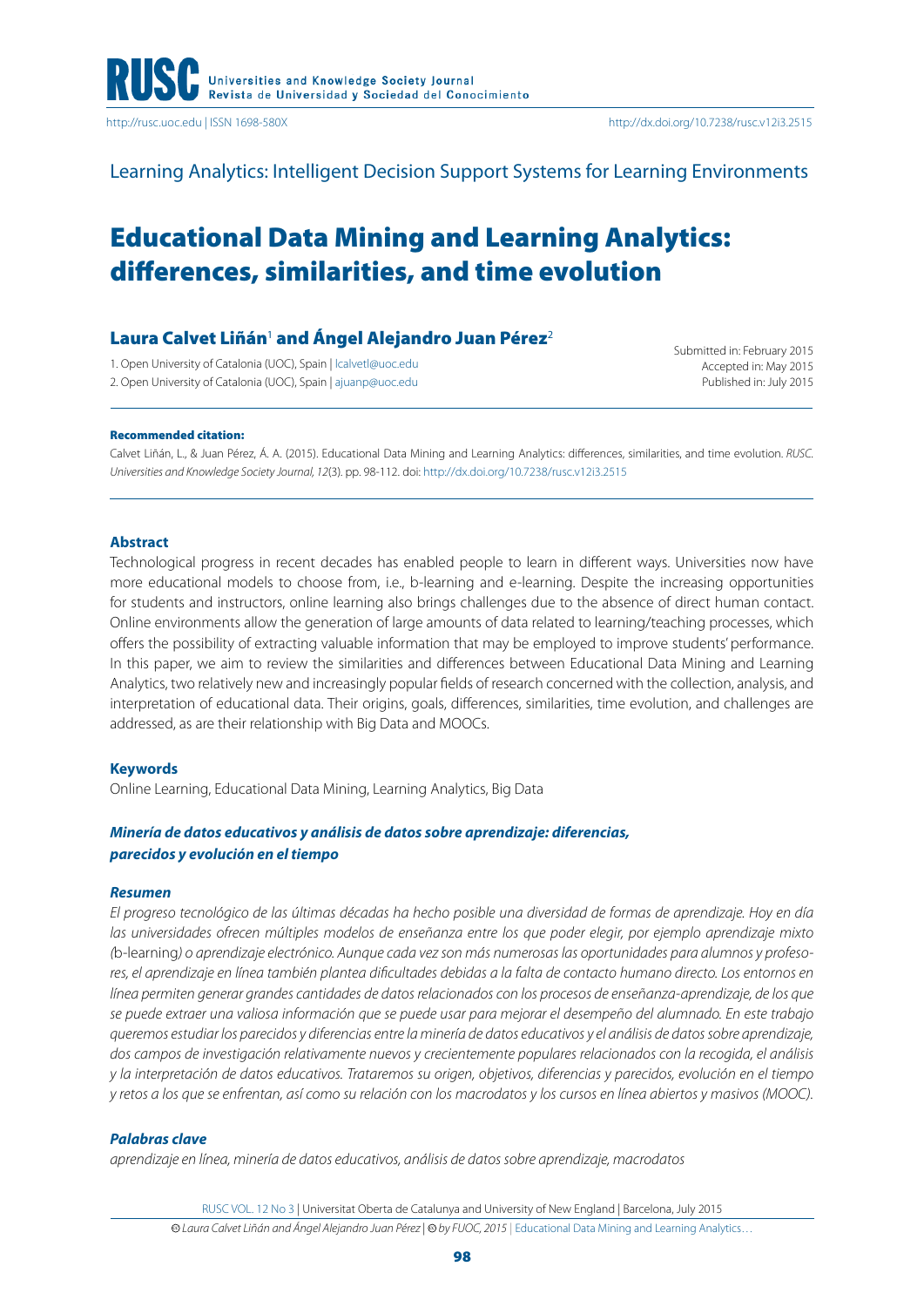Learning Analytics: Intelligent Decision Support Systems for Learning Environments

# Educational Data Mining and Learning Analytics: differences, similarities, and time evolution

**Laura Calvet Liñán**[1] **and Ángel Alejandro Juan Pérez**[2]

1. Open University of Catalonia (UOC), Spain | lcalvetl@uoc.edu
2. Open University of Catalonia (UOC), Spain | ajuanp@uoc.edu

Submitted in: February 2015
Accepted in: May 2015
Published in: July 2015

**Recommended citation:**

Calvet Liñán, L., & Juan Pérez, Á. A. (2015). Educational Data Mining and Learning Analytics: differences, similarities, and time evolution. *RUSC. Universities and Knowledge Society Journal, 12*(3). pp. 98-112. doi: http://dx.doi.org/10.7238/rusc.v12i3.2515

## Abstract

Technological progress in recent decades has enabled people to learn in different ways. Universities now have more educational models to choose from, i.e., b-learning and e-learning. Despite the increasing opportunities for students and instructors, online learning also brings challenges due to the absence of direct human contact. Online environments allow the generation of large amounts of data related to learning/teaching processes, which offers the possibility of extracting valuable information that may be employed to improve students' performance. In this paper, we aim to review the similarities and differences between Educational Data Mining and Learning Analytics, two relatively new and increasingly popular fields of research concerned with the collection, analysis, and interpretation of educational data. Their origins, goals, differences, similarities, time evolution, and challenges are addressed, as are their relationship with Big Data and MOOCs.

## Keywords

Online Learning, Educational Data Mining, Learning Analytics, Big Data

## *Minería de datos educativos y análisis de datos sobre aprendizaje: diferencias, parecidos y evolución en el tiempo*

### *Resumen*

*El progreso tecnológico de las últimas décadas ha hecho posible una diversidad de formas de aprendizaje. Hoy en día las universidades ofrecen múltiples modelos de enseñanza entre los que poder elegir, por ejemplo aprendizaje mixto (*b-learning*) o aprendizaje electrónico. Aunque cada vez son más numerosas las oportunidades para alumnos y profesores, el aprendizaje en línea también plantea dificultades debidas a la falta de contacto humano directo. Los entornos en línea permiten generar grandes cantidades de datos relacionados con los procesos de enseñanza-aprendizaje, de los que se puede extraer una valiosa información que se puede usar para mejorar el desempeño del alumnado. En este trabajo queremos estudiar los parecidos y diferencias entre la minería de datos educativos y el análisis de datos sobre aprendizaje, dos campos de investigación relativamente nuevos y crecientemente populares relacionados con la recogida, el análisis y la interpretación de datos educativos. Trataremos su origen, objetivos, diferencias y parecidos, evolución en el tiempo y retos a los que se enfrentan, así como su relación con los macrodatos y los cursos en línea abiertos y masivos (MOOC).*

### *Palabras clave*

*aprendizaje en línea, minería de datos educativos, análisis de datos sobre aprendizaje, macrodatos*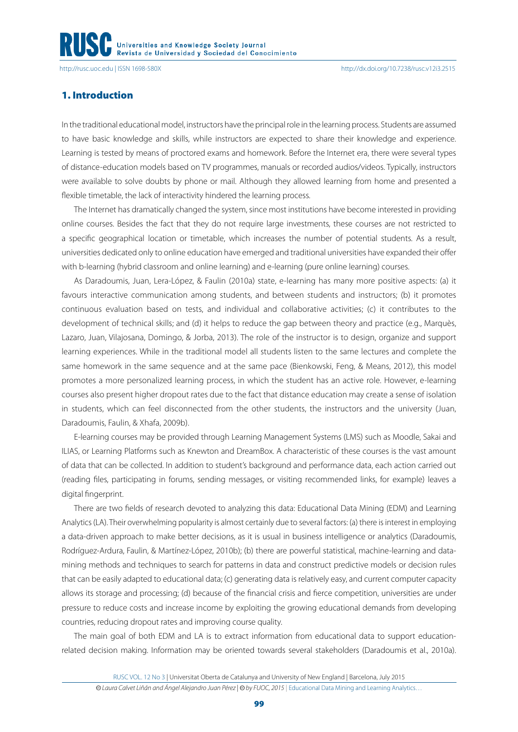## 1. Introduction

In the traditional educational model, instructors have the principal role in the learning process. Students are assumed to have basic knowledge and skills, while instructors are expected to share their knowledge and experience. Learning is tested by means of proctored exams and homework. Before the Internet era, there were several types of distance-education models based on TV programmes, manuals or recorded audios/videos. Typically, instructors were available to solve doubts by phone or mail. Although they allowed learning from home and presented a flexible timetable, the lack of interactivity hindered the learning process.

The Internet has dramatically changed the system, since most institutions have become interested in providing online courses. Besides the fact that they do not require large investments, these courses are not restricted to a specific geographical location or timetable, which increases the number of potential students. As a result, universities dedicated only to online education have emerged and traditional universities have expanded their offer with b-learning (hybrid classroom and online learning) and e-learning (pure online learning) courses.

As Daradoumis, Juan, Lera-López, & Faulin (2010a) state, e-learning has many more positive aspects: (a) it favours interactive communication among students, and between students and instructors; (b) it promotes continuous evaluation based on tests, and individual and collaborative activities; (c) it contributes to the development of technical skills; and (d) it helps to reduce the gap between theory and practice (e.g., Marquès, Lazaro, Juan, Vilajosana, Domingo, & Jorba, 2013). The role of the instructor is to design, organize and support learning experiences. While in the traditional model all students listen to the same lectures and complete the same homework in the same sequence and at the same pace (Bienkowski, Feng, & Means, 2012), this model promotes a more personalized learning process, in which the student has an active role. However, e-learning courses also present higher dropout rates due to the fact that distance education may create a sense of isolation in students, which can feel disconnected from the other students, the instructors and the university (Juan, Daradoumis, Faulin, & Xhafa, 2009b).

E-learning courses may be provided through Learning Management Systems (LMS) such as Moodle, Sakai and ILIAS, or Learning Platforms such as Knewton and DreamBox. A characteristic of these courses is the vast amount of data that can be collected. In addition to student's background and performance data, each action carried out (reading files, participating in forums, sending messages, or visiting recommended links, for example) leaves a digital fingerprint.

There are two fields of research devoted to analyzing this data: Educational Data Mining (EDM) and Learning Analytics (LA). Their overwhelming popularity is almost certainly due to several factors: (a) there is interest in employing a data-driven approach to make better decisions, as it is usual in business intelligence or analytics (Daradoumis, Rodríguez-Ardura, Faulin, & Martínez-López, 2010b); (b) there are powerful statistical, machine-learning and data-mining methods and techniques to search for patterns in data and construct predictive models or decision rules that can be easily adapted to educational data; (c) generating data is relatively easy, and current computer capacity allows its storage and processing; (d) because of the financial crisis and fierce competition, universities are under pressure to reduce costs and increase income by exploiting the growing educational demands from developing countries, reducing dropout rates and improving course quality.

The main goal of both EDM and LA is to extract information from educational data to support education-related decision making. Information may be oriented towards several stakeholders (Daradoumis et al., 2010a).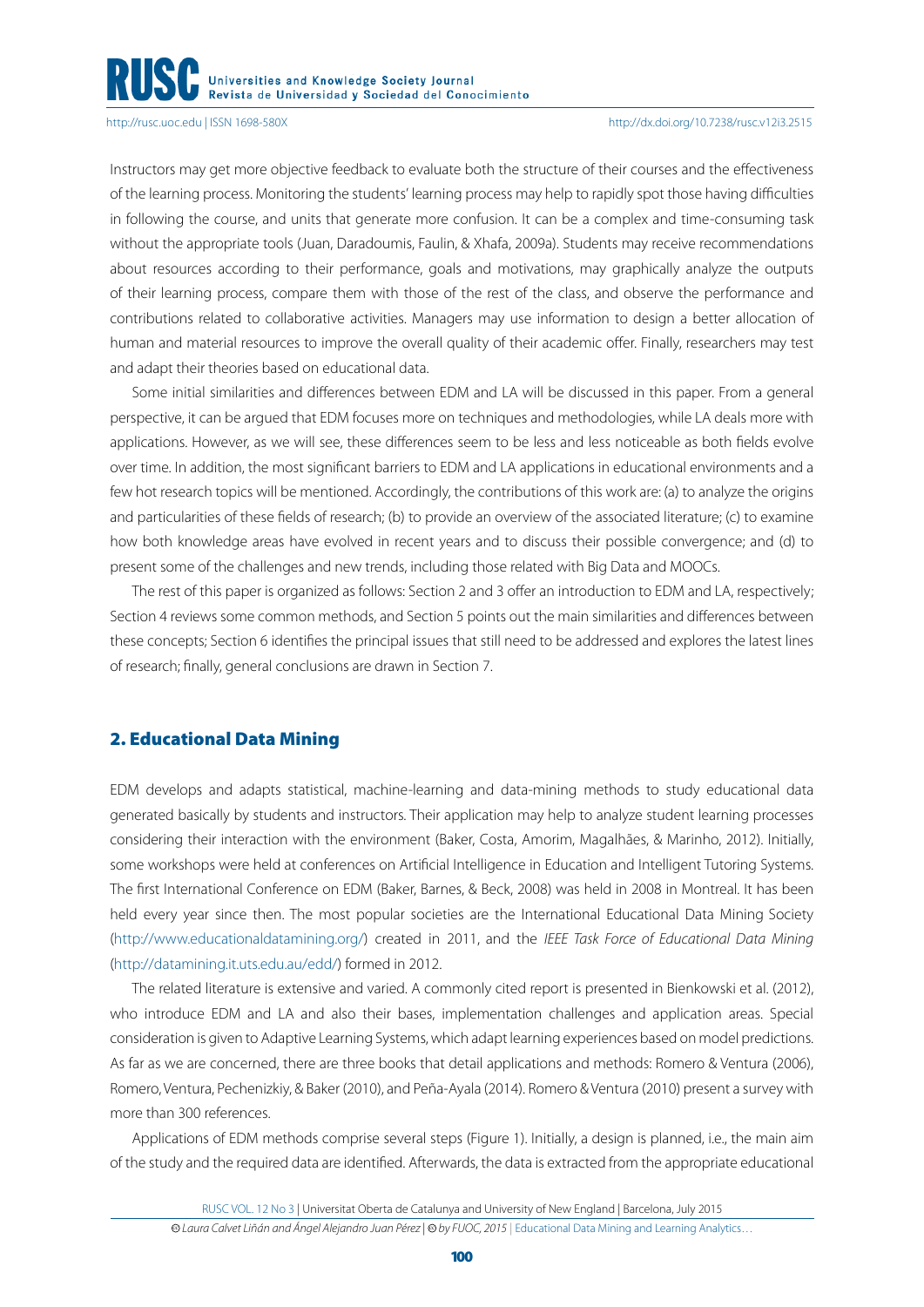Instructors may get more objective feedback to evaluate both the structure of their courses and the effectiveness of the learning process. Monitoring the students' learning process may help to rapidly spot those having difficulties in following the course, and units that generate more confusion. It can be a complex and time-consuming task without the appropriate tools (Juan, Daradoumis, Faulin, & Xhafa, 2009a). Students may receive recommendations about resources according to their performance, goals and motivations, may graphically analyze the outputs of their learning process, compare them with those of the rest of the class, and observe the performance and contributions related to collaborative activities. Managers may use information to design a better allocation of human and material resources to improve the overall quality of their academic offer. Finally, researchers may test and adapt their theories based on educational data.

Some initial similarities and differences between EDM and LA will be discussed in this paper. From a general perspective, it can be argued that EDM focuses more on techniques and methodologies, while LA deals more with applications. However, as we will see, these differences seem to be less and less noticeable as both fields evolve over time. In addition, the most significant barriers to EDM and LA applications in educational environments and a few hot research topics will be mentioned. Accordingly, the contributions of this work are: (a) to analyze the origins and particularities of these fields of research; (b) to provide an overview of the associated literature; (c) to examine how both knowledge areas have evolved in recent years and to discuss their possible convergence; and (d) to present some of the challenges and new trends, including those related with Big Data and MOOCs.

The rest of this paper is organized as follows: Section 2 and 3 offer an introduction to EDM and LA, respectively; Section 4 reviews some common methods, and Section 5 points out the main similarities and differences between these concepts; Section 6 identifies the principal issues that still need to be addressed and explores the latest lines of research; finally, general conclusions are drawn in Section 7.

## 2. Educational Data Mining

EDM develops and adapts statistical, machine-learning and data-mining methods to study educational data generated basically by students and instructors. Their application may help to analyze student learning processes considering their interaction with the environment (Baker, Costa, Amorim, Magalhães, & Marinho, 2012). Initially, some workshops were held at conferences on Artificial Intelligence in Education and Intelligent Tutoring Systems. The first International Conference on EDM (Baker, Barnes, & Beck, 2008) was held in 2008 in Montreal. It has been held every year since then. The most popular societies are the International Educational Data Mining Society (http://www.educationaldatamining.org/) created in 2011, and the *IEEE Task Force of Educational Data Mining* (http://datamining.it.uts.edu.au/edd/) formed in 2012.

The related literature is extensive and varied. A commonly cited report is presented in Bienkowski et al. (2012), who introduce EDM and LA and also their bases, implementation challenges and application areas. Special consideration is given to Adaptive Learning Systems, which adapt learning experiences based on model predictions. As far as we are concerned, there are three books that detail applications and methods: Romero & Ventura (2006), Romero, Ventura, Pechenizkiy, & Baker (2010), and Peña-Ayala (2014). Romero & Ventura (2010) present a survey with more than 300 references.

Applications of EDM methods comprise several steps (Figure 1). Initially, a design is planned, i.e., the main aim of the study and the required data are identified. Afterwards, the data is extracted from the appropriate educational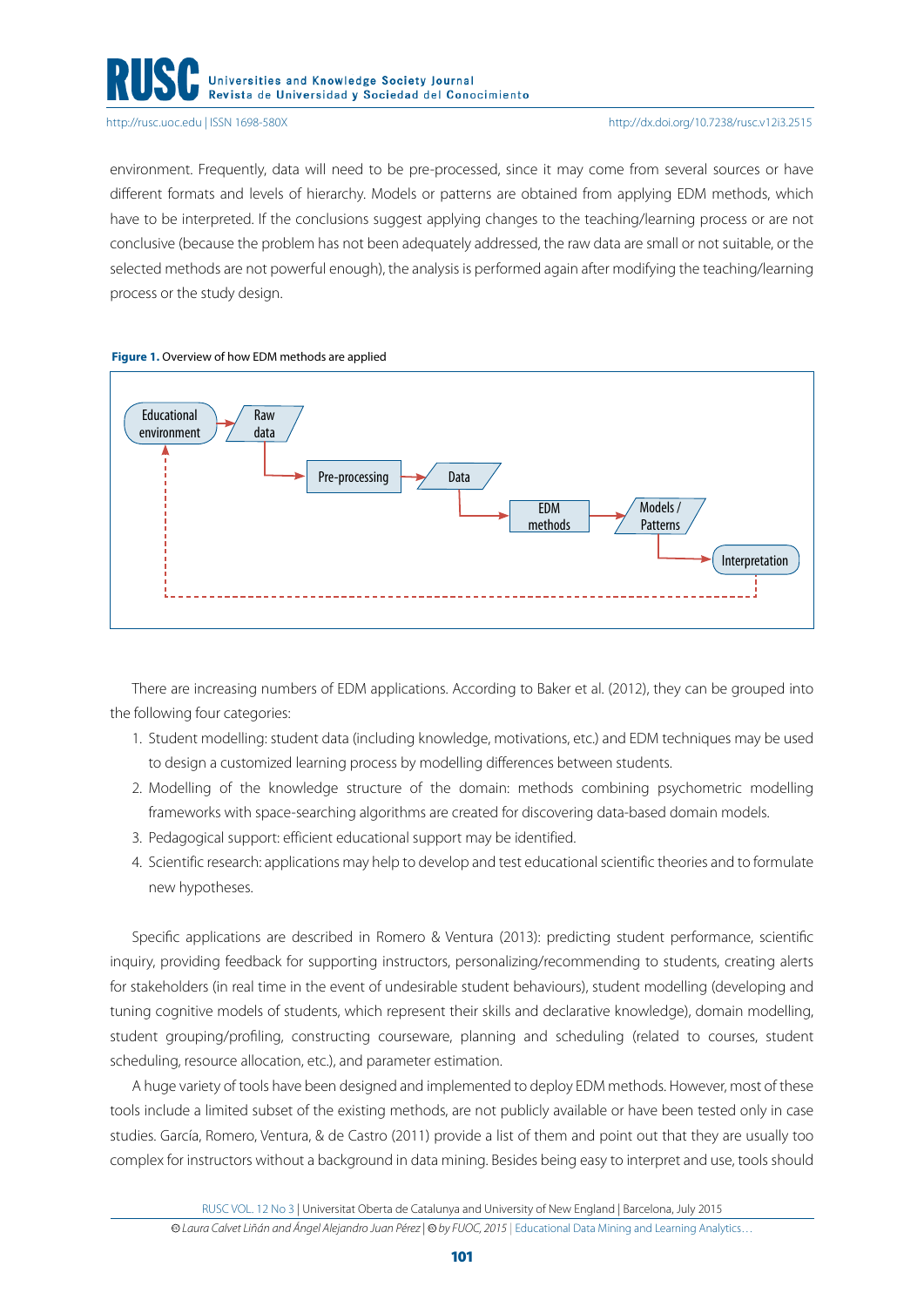environment. Frequently, data will need to be pre-processed, since it may come from several sources or have different formats and levels of hierarchy. Models or patterns are obtained from applying EDM methods, which have to be interpreted. If the conclusions suggest applying changes to the teaching/learning process or are not conclusive (because the problem has not been adequately addressed, the raw data are small or not suitable, or the selected methods are not powerful enough), the analysis is performed again after modifying the teaching/learning process or the study design.

**Figure 1.** Overview of how EDM methods are applied

Educational environment → Raw data → Pre-processing → Data → EDM methods → Models / Patterns → Interpretation

There are increasing numbers of EDM applications. According to Baker et al. (2012), they can be grouped into the following four categories:

1. Student modelling: student data (including knowledge, motivations, etc.) and EDM techniques may be used to design a customized learning process by modelling differences between students.
2. Modelling of the knowledge structure of the domain: methods combining psychometric modelling frameworks with space-searching algorithms are created for discovering data-based domain models.
3. Pedagogical support: efficient educational support may be identified.
4. Scientific research: applications may help to develop and test educational scientific theories and to formulate new hypotheses.

Specific applications are described in Romero & Ventura (2013): predicting student performance, scientific inquiry, providing feedback for supporting instructors, personalizing/recommending to students, creating alerts for stakeholders (in real time in the event of undesirable student behaviours), student modelling (developing and tuning cognitive models of students, which represent their skills and declarative knowledge), domain modelling, student grouping/profiling, constructing courseware, planning and scheduling (related to courses, student scheduling, resource allocation, etc.), and parameter estimation.

A huge variety of tools have been designed and implemented to deploy EDM methods. However, most of these tools include a limited subset of the existing methods, are not publicly available or have been tested only in case studies. García, Romero, Ventura, & de Castro (2011) provide a list of them and point out that they are usually too complex for instructors without a background in data mining. Besides being easy to interpret and use, tools should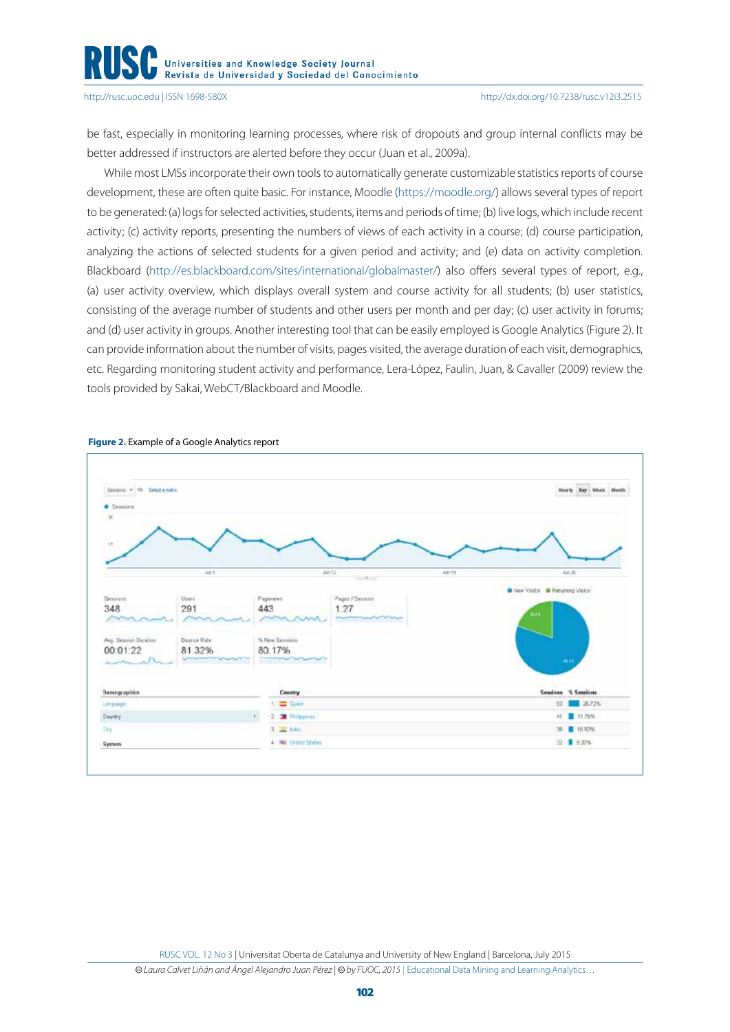be fast, especially in monitoring learning processes, where risk of dropouts and group internal conflicts may be better addressed if instructors are alerted before they occur (Juan et al., 2009a).

While most LMSs incorporate their own tools to automatically generate customizable statistics reports of course development, these are often quite basic. For instance, Moodle (https://moodle.org/) allows several types of report to be generated: (a) logs for selected activities, students, items and periods of time; (b) live logs, which include recent activity; (c) activity reports, presenting the numbers of views of each activity in a course; (d) course participation, analyzing the actions of selected students for a given period and activity; and (e) data on activity completion. Blackboard (http://es.blackboard.com/sites/international/globalmaster/) also offers several types of report, e.g., (a) user activity overview, which displays overall system and course activity for all students; (b) user statistics, consisting of the average number of students and other users per month and per day; (c) user activity in forums; and (d) user activity in groups. Another interesting tool that can be easily employed is Google Analytics (Figure 2). It can provide information about the number of visits, pages visited, the average duration of each visit, demographics, etc. Regarding monitoring student activity and performance, Lera-López, Faulin, Juan, & Cavaller (2009) review the tools provided by Sakai, WebCT/Blackboard and Moodle.

**Figure 2.** Example of a Google Analytics report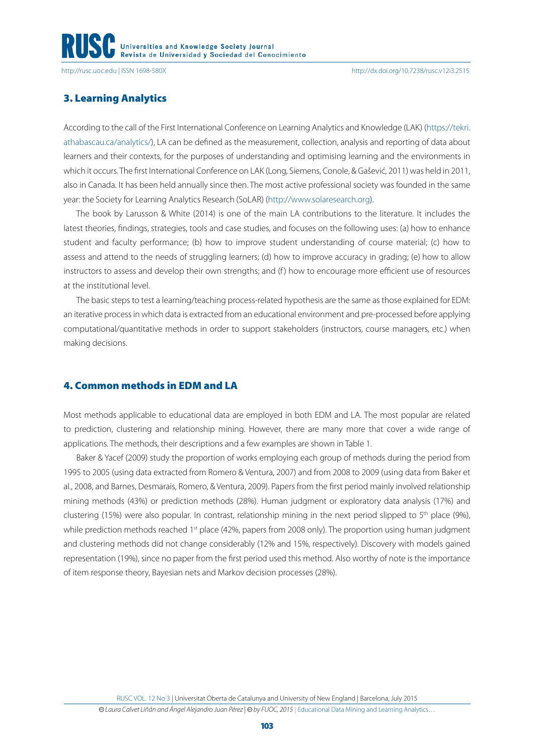## 3. Learning Analytics

According to the call of the First International Conference on Learning Analytics and Knowledge (LAK) (https://tekri.athabascau.ca/analytics/), LA can be defined as the measurement, collection, analysis and reporting of data about learners and their contexts, for the purposes of understanding and optimising learning and the environments in which it occurs. The first International Conference on LAK (Long, Siemens, Conole, & Gašević, 2011) was held in 2011, also in Canada. It has been held annually since then. The most active professional society was founded in the same year: the Society for Learning Analytics Research (SoLAR) (http://www.solaresearch.org).

The book by Larusson & White (2014) is one of the main LA contributions to the literature. It includes the latest theories, findings, strategies, tools and case studies, and focuses on the following uses: (a) how to enhance student and faculty performance; (b) how to improve student understanding of course material; (c) how to assess and attend to the needs of struggling learners; (d) how to improve accuracy in grading; (e) how to allow instructors to assess and develop their own strengths; and (f) how to encourage more efficient use of resources at the institutional level.

The basic steps to test a learning/teaching process-related hypothesis are the same as those explained for EDM: an iterative process in which data is extracted from an educational environment and pre-processed before applying computational/quantitative methods in order to support stakeholders (instructors, course managers, etc.) when making decisions.

## 4. Common methods in EDM and LA

Most methods applicable to educational data are employed in both EDM and LA. The most popular are related to prediction, clustering and relationship mining. However, there are many more that cover a wide range of applications. The methods, their descriptions and a few examples are shown in Table 1.

Baker & Yacef (2009) study the proportion of works employing each group of methods during the period from 1995 to 2005 (using data extracted from Romero & Ventura, 2007) and from 2008 to 2009 (using data from Baker et al., 2008, and Barnes, Desmarais, Romero, & Ventura, 2009). Papers from the first period mainly involved relationship mining methods (43%) or prediction methods (28%). Human judgment or exploratory data analysis (17%) and clustering (15%) were also popular. In contrast, relationship mining in the next period slipped to 5th place (9%), while prediction methods reached 1st place (42%, papers from 2008 only). The proportion using human judgment and clustering methods did not change considerably (12% and 15%, respectively). Discovery with models gained representation (19%), since no paper from the first period used this method. Also worthy of note is the importance of item response theory, Bayesian nets and Markov decision processes (28%).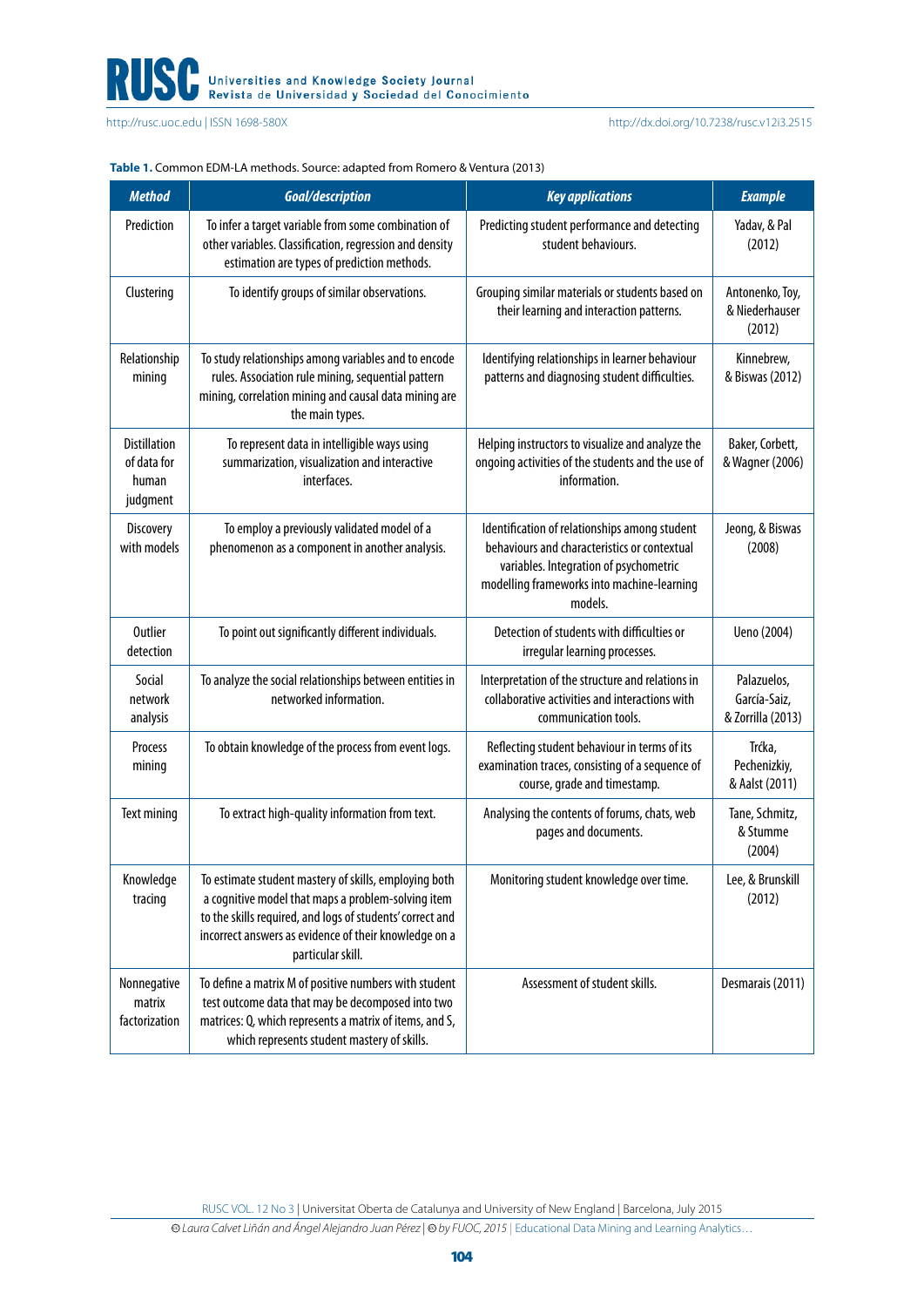**Table 1.** Common EDM-LA methods. Source: adapted from Romero & Ventura (2013)

| *Method* | *Goal/description* | *Key applications* | *Example* |
|---|---|---|---|
| Prediction | To infer a target variable from some combination of other variables. Classification, regression and density estimation are types of prediction methods. | Predicting student performance and detecting student behaviours. | Yadav, & Pal (2012) |
| Clustering | To identify groups of similar observations. | Grouping similar materials or students based on their learning and interaction patterns. | Antonenko, Toy, & Niederhauser (2012) |
| Relationship mining | To study relationships among variables and to encode rules. Association rule mining, sequential pattern mining, correlation mining and causal data mining are the main types. | Identifying relationships in learner behaviour patterns and diagnosing student difficulties. | Kinnebrew, & Biswas (2012) |
| Distillation of data for human judgment | To represent data in intelligible ways using summarization, visualization and interactive interfaces. | Helping instructors to visualize and analyze the ongoing activities of the students and the use of information. | Baker, Corbett, & Wagner (2006) |
| Discovery with models | To employ a previously validated model of a phenomenon as a component in another analysis. | Identification of relationships among student behaviours and characteristics or contextual variables. Integration of psychometric modelling frameworks into machine-learning models. | Jeong, & Biswas (2008) |
| Outlier detection | To point out significantly different individuals. | Detection of students with difficulties or irregular learning processes. | Ueno (2004) |
| Social network analysis | To analyze the social relationships between entities in networked information. | Interpretation of the structure and relations in collaborative activities and interactions with communication tools. | Palazuelos, García-Saiz, & Zorrilla (2013) |
| Process mining | To obtain knowledge of the process from event logs. | Reflecting student behaviour in terms of its examination traces, consisting of a sequence of course, grade and timestamp. | Trčka, Pechenizkiy, & Aalst (2011) |
| Text mining | To extract high-quality information from text. | Analysing the contents of forums, chats, web pages and documents. | Tane, Schmitz, & Stumme (2004) |
| Knowledge tracing | To estimate student mastery of skills, employing both a cognitive model that maps a problem-solving item to the skills required, and logs of students' correct and incorrect answers as evidence of their knowledge on a particular skill. | Monitoring student knowledge over time. | Lee, & Brunskill (2012) |
| Nonnegative matrix factorization | To define a matrix M of positive numbers with student test outcome data that may be decomposed into two matrices: Q, which represents a matrix of items, and S, which represents student mastery of skills. | Assessment of student skills. | Desmarais (2011) |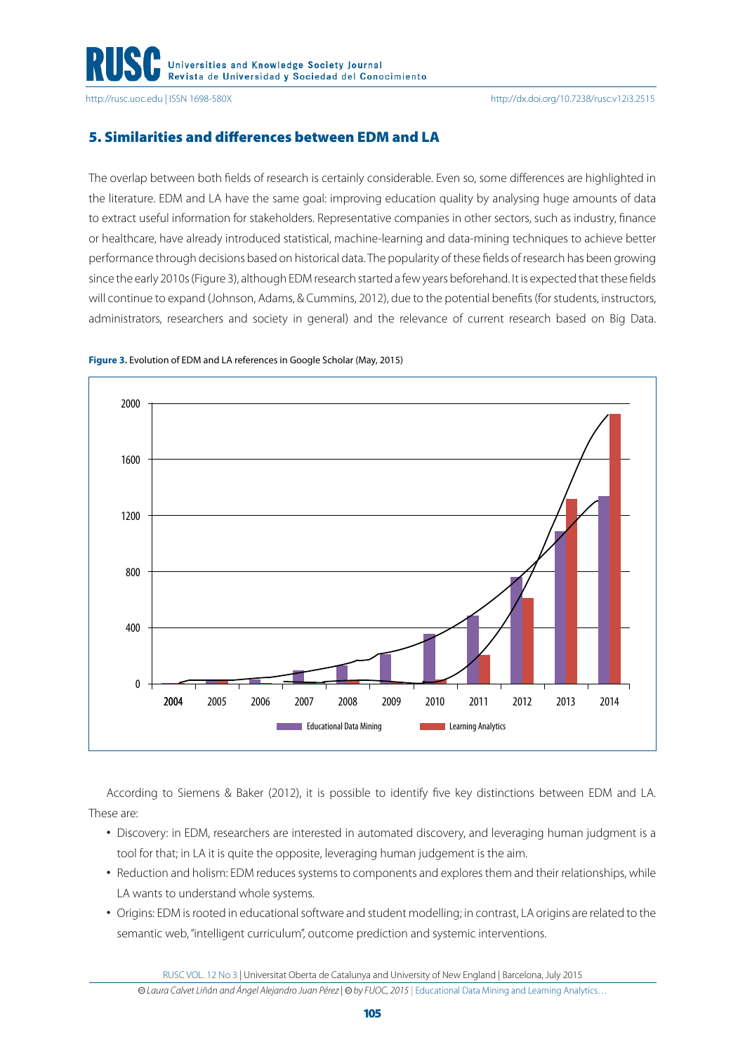## 5. Similarities and differences between EDM and LA

The overlap between both fields of research is certainly considerable. Even so, some differences are highlighted in the literature. EDM and LA have the same goal: improving education quality by analysing huge amounts of data to extract useful information for stakeholders. Representative companies in other sectors, such as industry, finance or healthcare, have already introduced statistical, machine-learning and data-mining techniques to achieve better performance through decisions based on historical data. The popularity of these fields of research has been growing since the early 2010s (Figure 3), although EDM research started a few years beforehand. It is expected that these fields will continue to expand (Johnson, Adams, & Cummins, 2012), due to the potential benefits (for students, instructors, administrators, researchers and society in general) and the relevance of current research based on Big Data.

**Figure 3.** Evolution of EDM and LA references in Google Scholar (May, 2015)

According to Siemens & Baker (2012), it is possible to identify five key distinctions between EDM and LA. These are:

- Discovery: in EDM, researchers are interested in automated discovery, and leveraging human judgment is a tool for that; in LA it is quite the opposite, leveraging human judgement is the aim.
- Reduction and holism: EDM reduces systems to components and explores them and their relationships, while LA wants to understand whole systems.
- Origins: EDM is rooted in educational software and student modelling; in contrast, LA origins are related to the semantic web, "intelligent curriculum", outcome prediction and systemic interventions.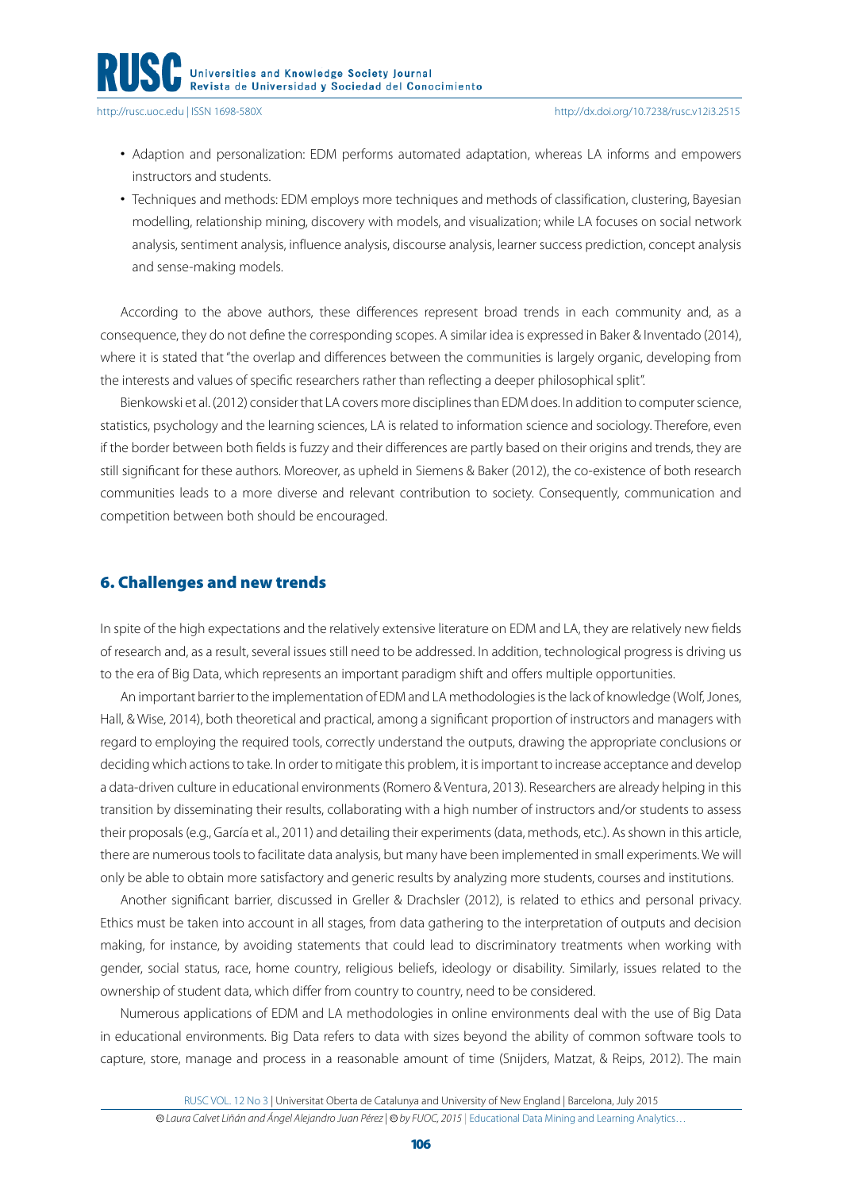- Adaption and personalization: EDM performs automated adaptation, whereas LA informs and empowers instructors and students.
- Techniques and methods: EDM employs more techniques and methods of classification, clustering, Bayesian modelling, relationship mining, discovery with models, and visualization; while LA focuses on social network analysis, sentiment analysis, influence analysis, discourse analysis, learner success prediction, concept analysis and sense-making models.

According to the above authors, these differences represent broad trends in each community and, as a consequence, they do not define the corresponding scopes. A similar idea is expressed in Baker & Inventado (2014), where it is stated that "the overlap and differences between the communities is largely organic, developing from the interests and values of specific researchers rather than reflecting a deeper philosophical split".

Bienkowski et al. (2012) consider that LA covers more disciplines than EDM does. In addition to computer science, statistics, psychology and the learning sciences, LA is related to information science and sociology. Therefore, even if the border between both fields is fuzzy and their differences are partly based on their origins and trends, they are still significant for these authors. Moreover, as upheld in Siemens & Baker (2012), the co-existence of both research communities leads to a more diverse and relevant contribution to society. Consequently, communication and competition between both should be encouraged.

## 6. Challenges and new trends

In spite of the high expectations and the relatively extensive literature on EDM and LA, they are relatively new fields of research and, as a result, several issues still need to be addressed. In addition, technological progress is driving us to the era of Big Data, which represents an important paradigm shift and offers multiple opportunities.

An important barrier to the implementation of EDM and LA methodologies is the lack of knowledge (Wolf, Jones, Hall, & Wise, 2014), both theoretical and practical, among a significant proportion of instructors and managers with regard to employing the required tools, correctly understand the outputs, drawing the appropriate conclusions or deciding which actions to take. In order to mitigate this problem, it is important to increase acceptance and develop a data-driven culture in educational environments (Romero & Ventura, 2013). Researchers are already helping in this transition by disseminating their results, collaborating with a high number of instructors and/or students to assess their proposals (e.g., García et al., 2011) and detailing their experiments (data, methods, etc.). As shown in this article, there are numerous tools to facilitate data analysis, but many have been implemented in small experiments. We will only be able to obtain more satisfactory and generic results by analyzing more students, courses and institutions.

Another significant barrier, discussed in Greller & Drachsler (2012), is related to ethics and personal privacy. Ethics must be taken into account in all stages, from data gathering to the interpretation of outputs and decision making, for instance, by avoiding statements that could lead to discriminatory treatments when working with gender, social status, race, home country, religious beliefs, ideology or disability. Similarly, issues related to the ownership of student data, which differ from country to country, need to be considered.

Numerous applications of EDM and LA methodologies in online environments deal with the use of Big Data in educational environments. Big Data refers to data with sizes beyond the ability of common software tools to capture, store, manage and process in a reasonable amount of time (Snijders, Matzat, & Reips, 2012). The main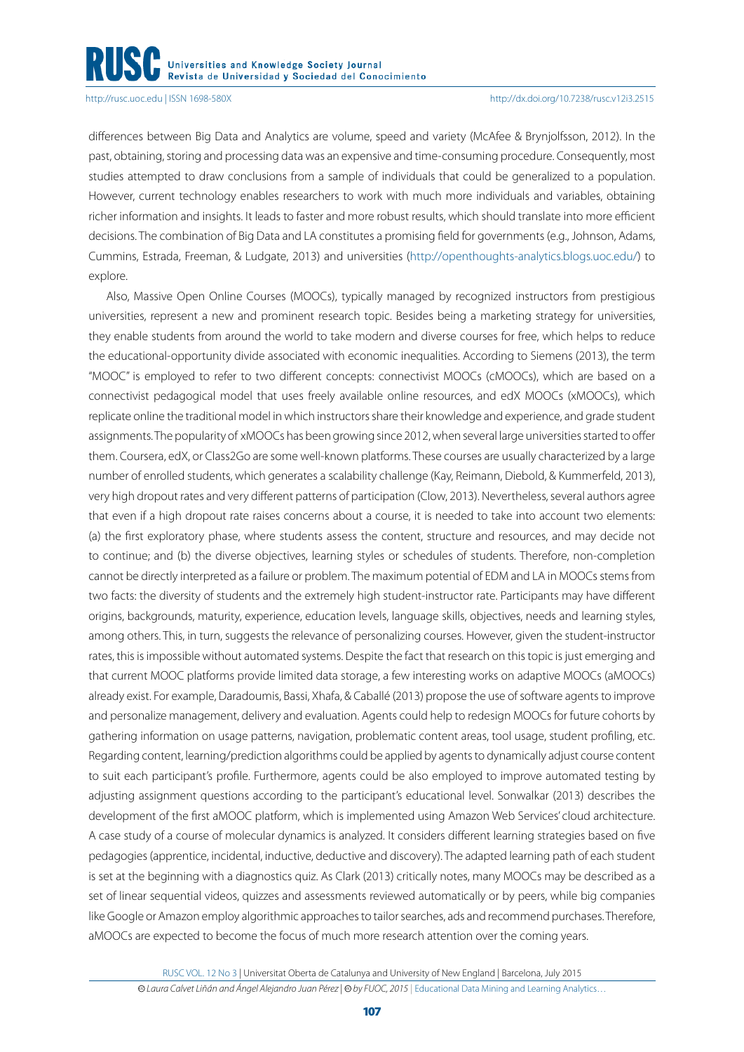differences between Big Data and Analytics are volume, speed and variety (McAfee & Brynjolfsson, 2012). In the past, obtaining, storing and processing data was an expensive and time-consuming procedure. Consequently, most studies attempted to draw conclusions from a sample of individuals that could be generalized to a population. However, current technology enables researchers to work with much more individuals and variables, obtaining richer information and insights. It leads to faster and more robust results, which should translate into more efficient decisions. The combination of Big Data and LA constitutes a promising field for governments (e.g., Johnson, Adams, Cummins, Estrada, Freeman, & Ludgate, 2013) and universities (http://openthoughts-analytics.blogs.uoc.edu/) to explore.

Also, Massive Open Online Courses (MOOCs), typically managed by recognized instructors from prestigious universities, represent a new and prominent research topic. Besides being a marketing strategy for universities, they enable students from around the world to take modern and diverse courses for free, which helps to reduce the educational-opportunity divide associated with economic inequalities. According to Siemens (2013), the term "MOOC" is employed to refer to two different concepts: connectivist MOOCs (cMOOCs), which are based on a connectivist pedagogical model that uses freely available online resources, and edX MOOCs (xMOOCs), which replicate online the traditional model in which instructors share their knowledge and experience, and grade student assignments. The popularity of xMOOCs has been growing since 2012, when several large universities started to offer them. Coursera, edX, or Class2Go are some well-known platforms. These courses are usually characterized by a large number of enrolled students, which generates a scalability challenge (Kay, Reimann, Diebold, & Kummerfeld, 2013), very high dropout rates and very different patterns of participation (Clow, 2013). Nevertheless, several authors agree that even if a high dropout rate raises concerns about a course, it is needed to take into account two elements: (a) the first exploratory phase, where students assess the content, structure and resources, and may decide not to continue; and (b) the diverse objectives, learning styles or schedules of students. Therefore, non-completion cannot be directly interpreted as a failure or problem. The maximum potential of EDM and LA in MOOCs stems from two facts: the diversity of students and the extremely high student-instructor rate. Participants may have different origins, backgrounds, maturity, experience, education levels, language skills, objectives, needs and learning styles, among others. This, in turn, suggests the relevance of personalizing courses. However, given the student-instructor rates, this is impossible without automated systems. Despite the fact that research on this topic is just emerging and that current MOOC platforms provide limited data storage, a few interesting works on adaptive MOOCs (aMOOCs) already exist. For example, Daradoumis, Bassi, Xhafa, & Caballé (2013) propose the use of software agents to improve and personalize management, delivery and evaluation. Agents could help to redesign MOOCs for future cohorts by gathering information on usage patterns, navigation, problematic content areas, tool usage, student profiling, etc. Regarding content, learning/prediction algorithms could be applied by agents to dynamically adjust course content to suit each participant's profile. Furthermore, agents could be also employed to improve automated testing by adjusting assignment questions according to the participant's educational level. Sonwalkar (2013) describes the development of the first aMOOC platform, which is implemented using Amazon Web Services' cloud architecture. A case study of a course of molecular dynamics is analyzed. It considers different learning strategies based on five pedagogies (apprentice, incidental, inductive, deductive and discovery). The adapted learning path of each student is set at the beginning with a diagnostics quiz. As Clark (2013) critically notes, many MOOCs may be described as a set of linear sequential videos, quizzes and assessments reviewed automatically or by peers, while big companies like Google or Amazon employ algorithmic approaches to tailor searches, ads and recommend purchases. Therefore, aMOOCs are expected to become the focus of much more research attention over the coming years.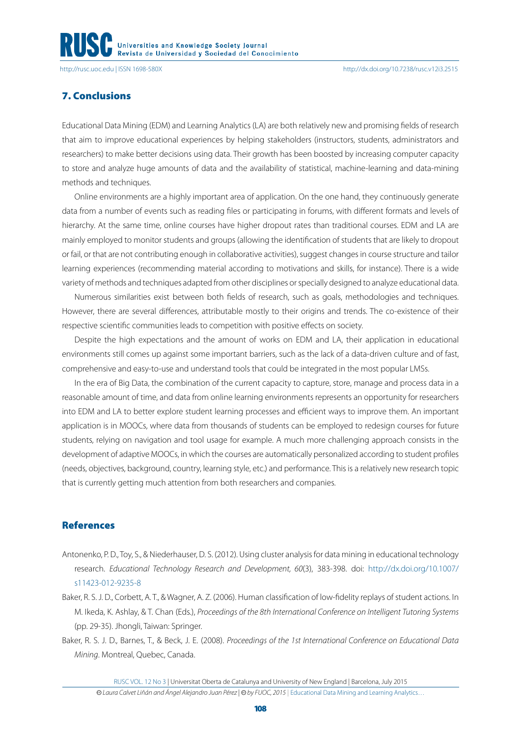## 7. Conclusions

Educational Data Mining (EDM) and Learning Analytics (LA) are both relatively new and promising fields of research that aim to improve educational experiences by helping stakeholders (instructors, students, administrators and researchers) to make better decisions using data. Their growth has been boosted by increasing computer capacity to store and analyze huge amounts of data and the availability of statistical, machine-learning and data-mining methods and techniques.

Online environments are a highly important area of application. On the one hand, they continuously generate data from a number of events such as reading files or participating in forums, with different formats and levels of hierarchy. At the same time, online courses have higher dropout rates than traditional courses. EDM and LA are mainly employed to monitor students and groups (allowing the identification of students that are likely to dropout or fail, or that are not contributing enough in collaborative activities), suggest changes in course structure and tailor learning experiences (recommending material according to motivations and skills, for instance). There is a wide variety of methods and techniques adapted from other disciplines or specially designed to analyze educational data.

Numerous similarities exist between both fields of research, such as goals, methodologies and techniques. However, there are several differences, attributable mostly to their origins and trends. The co-existence of their respective scientific communities leads to competition with positive effects on society.

Despite the high expectations and the amount of works on EDM and LA, their application in educational environments still comes up against some important barriers, such as the lack of a data-driven culture and of fast, comprehensive and easy-to-use and understand tools that could be integrated in the most popular LMSs.

In the era of Big Data, the combination of the current capacity to capture, store, manage and process data in a reasonable amount of time, and data from online learning environments represents an opportunity for researchers into EDM and LA to better explore student learning processes and efficient ways to improve them. An important application is in MOOCs, where data from thousands of students can be employed to redesign courses for future students, relying on navigation and tool usage for example. A much more challenging approach consists in the development of adaptive MOOCs, in which the courses are automatically personalized according to student profiles (needs, objectives, background, country, learning style, etc.) and performance. This is a relatively new research topic that is currently getting much attention from both researchers and companies.

## References

Antonenko, P. D., Toy, S., & Niederhauser, D. S. (2012). Using cluster analysis for data mining in educational technology research. *Educational Technology Research and Development, 60*(3), 383-398. doi: http://dx.doi.org/10.1007/s11423-012-9235-8

Baker, R. S. J. D., Corbett, A. T., & Wagner, A. Z. (2006). Human classification of low-fidelity replays of student actions. In M. Ikeda, K. Ashlay, & T. Chan (Eds.), *Proceedings of the 8th International Conference on Intelligent Tutoring Systems* (pp. 29-35). Jhongli, Taiwan: Springer.

Baker, R. S. J. D., Barnes, T., & Beck, J. E. (2008). *Proceedings of the 1st International Conference on Educational Data Mining*. Montreal, Quebec, Canada.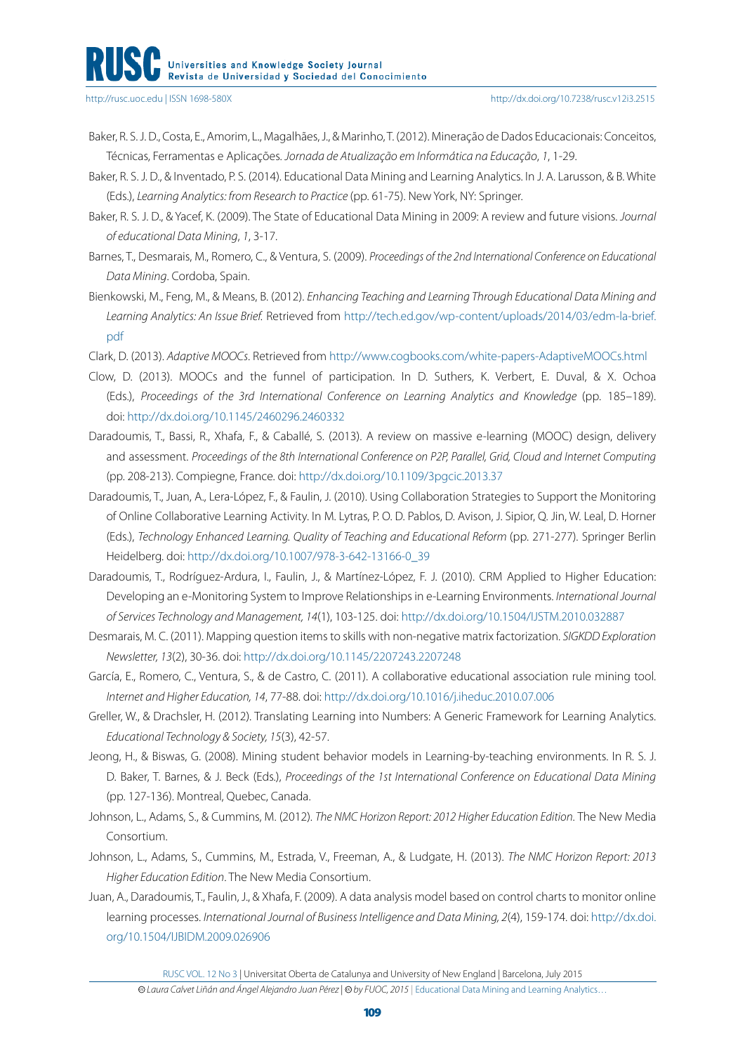Baker, R. S. J. D., Costa, E., Amorim, L., Magalhães, J., & Marinho, T. (2012). Mineração de Dados Educacionais: Conceitos, Técnicas, Ferramentas e Aplicações. *Jornada de Atualização em Informática na Educação*, *1*, 1-29.

Baker, R. S. J. D., & Inventado, P. S. (2014). Educational Data Mining and Learning Analytics. In J. A. Larusson, & B. White (Eds.), *Learning Analytics: from Research to Practice* (pp. 61-75). New York, NY: Springer.

Baker, R. S. J. D., & Yacef, K. (2009). The State of Educational Data Mining in 2009: A review and future visions. *Journal of educational Data Mining*, *1*, 3-17.

Barnes, T., Desmarais, M., Romero, C., & Ventura, S. (2009). *Proceedings of the 2nd International Conference on Educational Data Mining*. Cordoba, Spain.

Bienkowski, M., Feng, M., & Means, B. (2012). *Enhancing Teaching and Learning Through Educational Data Mining and Learning Analytics: An Issue Brief.* Retrieved from http://tech.ed.gov/wp-content/uploads/2014/03/edm-la-brief.pdf

Clark, D. (2013). *Adaptive MOOCs*. Retrieved from http://www.cogbooks.com/white-papers-AdaptiveMOOCs.html

Clow, D. (2013). MOOCs and the funnel of participation. In D. Suthers, K. Verbert, E. Duval, & X. Ochoa (Eds.), *Proceedings of the 3rd International Conference on Learning Analytics and Knowledge* (pp. 185–189). doi: http://dx.doi.org/10.1145/2460296.2460332

Daradoumis, T., Bassi, R., Xhafa, F., & Caballé, S. (2013). A review on massive e-learning (MOOC) design, delivery and assessment. *Proceedings of the 8th International Conference on P2P, Parallel, Grid, Cloud and Internet Computing* (pp. 208-213). Compiegne, France. doi: http://dx.doi.org/10.1109/3pgcic.2013.37

Daradoumis, T., Juan, A., Lera-López, F., & Faulin, J. (2010). Using Collaboration Strategies to Support the Monitoring of Online Collaborative Learning Activity. In M. Lytras, P. O. D. Pablos, D. Avison, J. Sipior, Q. Jin, W. Leal, D. Horner (Eds.), *Technology Enhanced Learning. Quality of Teaching and Educational Reform* (pp. 271-277). Springer Berlin Heidelberg. doi: http://dx.doi.org/10.1007/978-3-642-13166-0_39

Daradoumis, T., Rodríguez-Ardura, I., Faulin, J., & Martínez-López, F. J. (2010). CRM Applied to Higher Education: Developing an e-Monitoring System to Improve Relationships in e-Learning Environments. *International Journal of Services Technology and Management, 14*(1), 103-125. doi: http://dx.doi.org/10.1504/IJSTM.2010.032887

Desmarais, M. C. (2011). Mapping question items to skills with non-negative matrix factorization. *SIGKDD Exploration Newsletter, 13*(2), 30-36. doi: http://dx.doi.org/10.1145/2207243.2207248

García, E., Romero, C., Ventura, S., & de Castro, C. (2011). A collaborative educational association rule mining tool. *Internet and Higher Education, 14*, 77-88. doi: http://dx.doi.org/10.1016/j.iheduc.2010.07.006

Greller, W., & Drachsler, H. (2012). Translating Learning into Numbers: A Generic Framework for Learning Analytics. *Educational Technology & Society, 15*(3), 42-57.

Jeong, H., & Biswas, G. (2008). Mining student behavior models in Learning-by-teaching environments. In R. S. J. D. Baker, T. Barnes, & J. Beck (Eds.), *Proceedings of the 1st International Conference on Educational Data Mining* (pp. 127-136). Montreal, Quebec, Canada.

Johnson, L., Adams, S., & Cummins, M. (2012). *The NMC Horizon Report: 2012 Higher Education Edition*. The New Media Consortium.

Johnson, L., Adams, S., Cummins, M., Estrada, V., Freeman, A., & Ludgate, H. (2013). *The NMC Horizon Report: 2013 Higher Education Edition*. The New Media Consortium.

Juan, A., Daradoumis, T., Faulin, J., & Xhafa, F. (2009). A data analysis model based on control charts to monitor online learning processes. *International Journal of Business Intelligence and Data Mining, 2*(4), 159-174. doi: http://dx.doi.org/10.1504/IJBIDM.2009.026906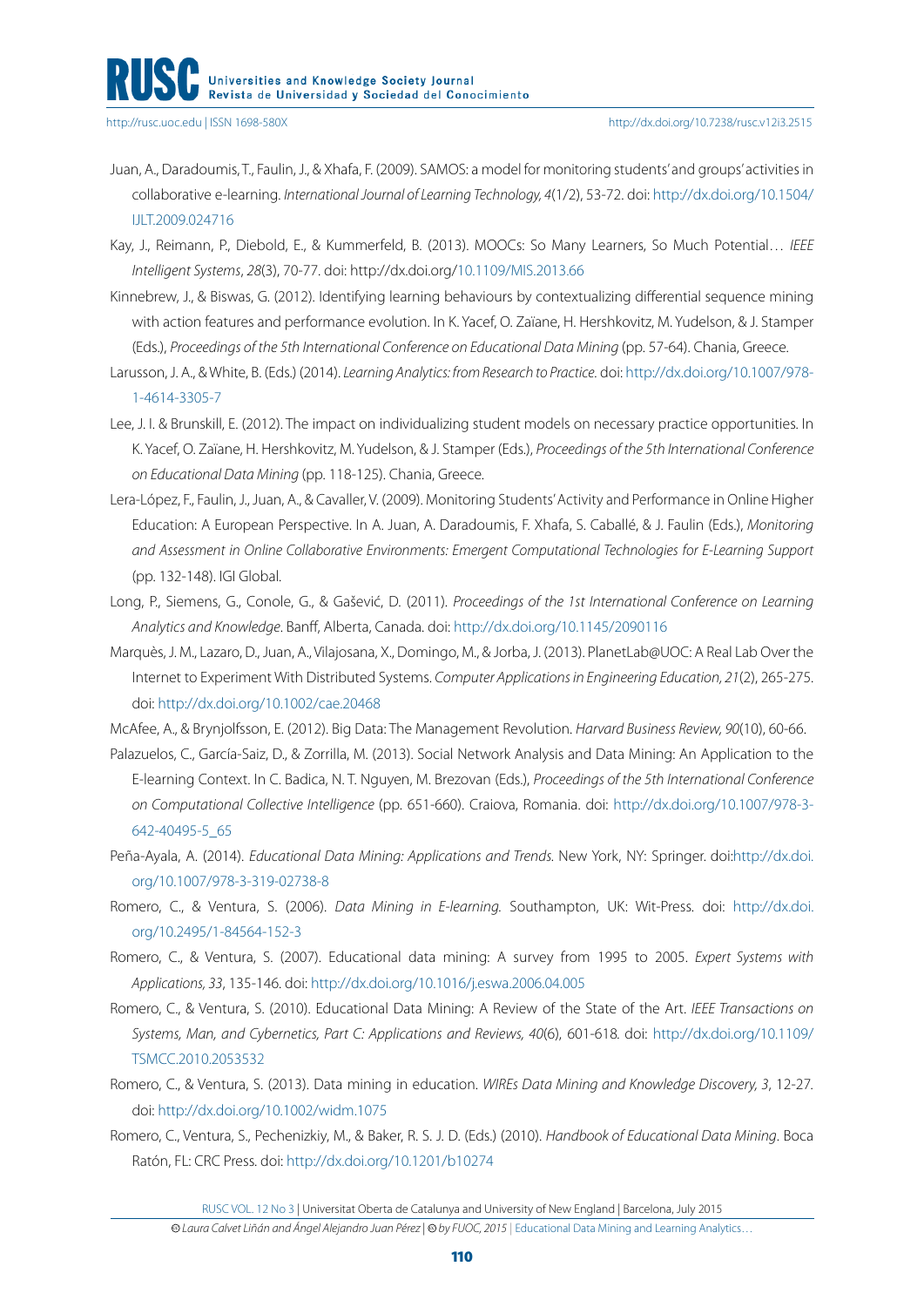Juan, A., Daradoumis, T., Faulin, J., & Xhafa, F. (2009). SAMOS: a model for monitoring students' and groups' activities in collaborative e-learning. *International Journal of Learning Technology, 4*(1/2), 53-72. doi: http://dx.doi.org/10.1504/IJLT.2009.024716

Kay, J., Reimann, P., Diebold, E., & Kummerfeld, B. (2013). MOOCs: So Many Learners, So Much Potential… *IEEE Intelligent Systems*, *28*(3), 70-77. doi: http://dx.doi.org/10.1109/MIS.2013.66

Kinnebrew, J., & Biswas, G. (2012). Identifying learning behaviours by contextualizing differential sequence mining with action features and performance evolution. In K. Yacef, O. Zaïane, H. Hershkovitz, M. Yudelson, & J. Stamper (Eds.), *Proceedings of the 5th International Conference on Educational Data Mining* (pp. 57-64). Chania, Greece.

Larusson, J. A., & White, B. (Eds.) (2014). *Learning Analytics: from Research to Practice.* doi: http://dx.doi.org/10.1007/978-1-4614-3305-7

Lee, J. I. & Brunskill, E. (2012). The impact on individualizing student models on necessary practice opportunities. In K. Yacef, O. Zaïane, H. Hershkovitz, M. Yudelson, & J. Stamper (Eds.), *Proceedings of the 5th International Conference on Educational Data Mining* (pp. 118-125). Chania, Greece.

Lera-López, F., Faulin, J., Juan, A., & Cavaller, V. (2009). Monitoring Students' Activity and Performance in Online Higher Education: A European Perspective. In A. Juan, A. Daradoumis, F. Xhafa, S. Caballé, & J. Faulin (Eds.), *Monitoring and Assessment in Online Collaborative Environments: Emergent Computational Technologies for E-Learning Support* (pp. 132-148). IGI Global.

Long, P., Siemens, G., Conole, G., & Gašević, D. (2011). *Proceedings of the 1st International Conference on Learning Analytics and Knowledge*. Banff, Alberta, Canada. doi: http://dx.doi.org/10.1145/2090116

Marquès, J. M., Lazaro, D., Juan, A., Vilajosana, X., Domingo, M., & Jorba, J. (2013). PlanetLab@UOC: A Real Lab Over the Internet to Experiment With Distributed Systems. *Computer Applications in Engineering Education, 21*(2), 265-275. doi: http://dx.doi.org/10.1002/cae.20468

McAfee, A., & Brynjolfsson, E. (2012). Big Data: The Management Revolution. *Harvard Business Review, 90*(10), 60-66.

Palazuelos, C., García-Saiz, D., & Zorrilla, M. (2013). Social Network Analysis and Data Mining: An Application to the E-learning Context. In C. Badica, N. T. Nguyen, M. Brezovan (Eds.), *Proceedings of the 5th International Conference on Computational Collective Intelligence* (pp. 651-660). Craiova, Romania. doi: http://dx.doi.org/10.1007/978-3-642-40495-5_65

Peña-Ayala, A. (2014). *Educational Data Mining: Applications and Trends.* New York, NY: Springer. doi:http://dx.doi.org/10.1007/978-3-319-02738-8

Romero, C., & Ventura, S. (2006). *Data Mining in E-learning.* Southampton, UK: Wit-Press. doi: http://dx.doi.org/10.2495/1-84564-152-3

Romero, C., & Ventura, S. (2007). Educational data mining: A survey from 1995 to 2005. *Expert Systems with Applications, 33*, 135-146. doi: http://dx.doi.org/10.1016/j.eswa.2006.04.005

Romero, C., & Ventura, S. (2010). Educational Data Mining: A Review of the State of the Art. *IEEE Transactions on Systems, Man, and Cybernetics, Part C: Applications and Reviews, 40*(6), 601-618. doi: http://dx.doi.org/10.1109/TSMCC.2010.2053532

Romero, C., & Ventura, S. (2013). Data mining in education. *WIREs Data Mining and Knowledge Discovery, 3*, 12-27. doi: http://dx.doi.org/10.1002/widm.1075

Romero, C., Ventura, S., Pechenizkiy, M., & Baker, R. S. J. D. (Eds.) (2010). *Handbook of Educational Data Mining*. Boca Ratón, FL: CRC Press. doi: http://dx.doi.org/10.1201/b10274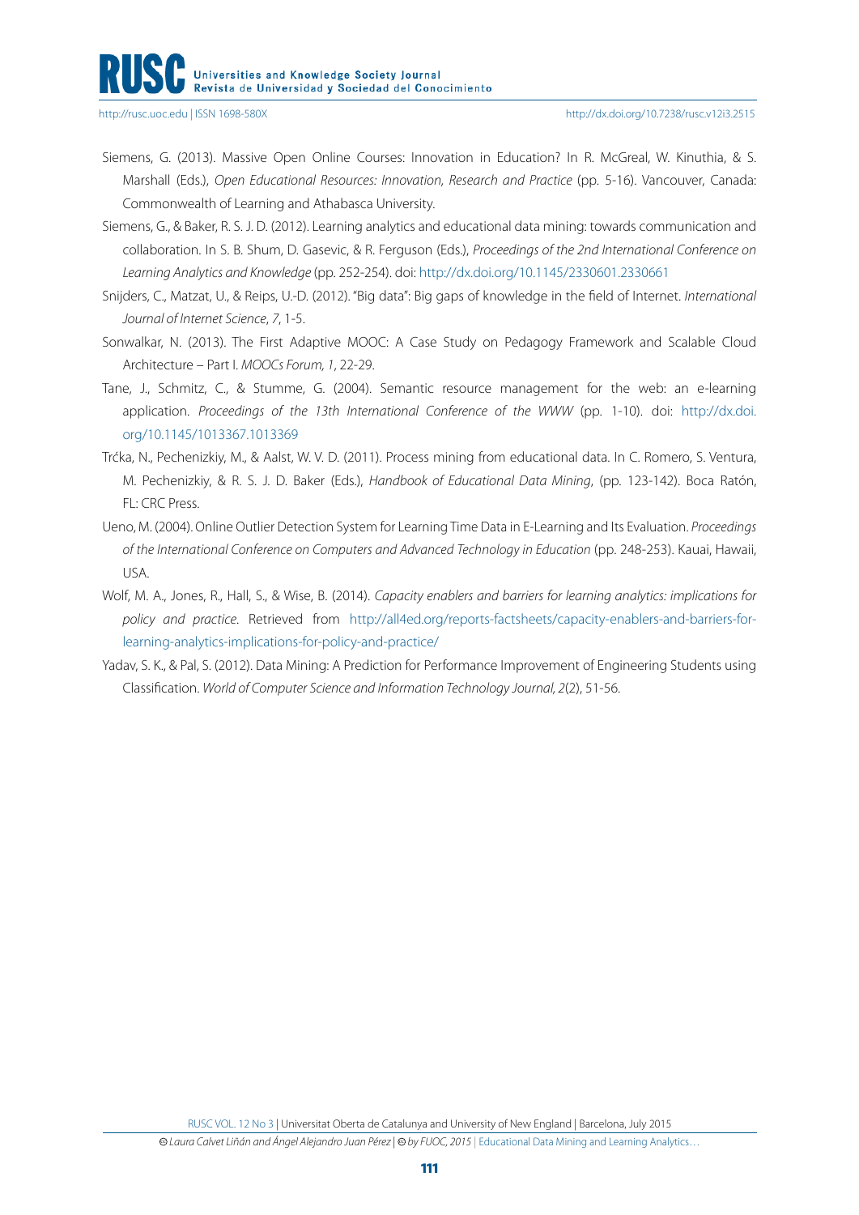Siemens, G. (2013). Massive Open Online Courses: Innovation in Education? In R. McGreal, W. Kinuthia, & S. Marshall (Eds.), *Open Educational Resources: Innovation, Research and Practice* (pp. 5-16). Vancouver, Canada: Commonwealth of Learning and Athabasca University.

Siemens, G., & Baker, R. S. J. D. (2012). Learning analytics and educational data mining: towards communication and collaboration. In S. B. Shum, D. Gasevic, & R. Ferguson (Eds.), *Proceedings of the 2nd International Conference on Learning Analytics and Knowledge* (pp. 252-254). doi: http://dx.doi.org/10.1145/2330601.2330661

Snijders, C., Matzat, U., & Reips, U.-D. (2012). "Big data": Big gaps of knowledge in the field of Internet. *International Journal of Internet Science*, *7*, 1-5.

Sonwalkar, N. (2013). The First Adaptive MOOC: A Case Study on Pedagogy Framework and Scalable Cloud Architecture – Part I. *MOOCs Forum, 1*, 22-29.

Tane, J., Schmitz, C., & Stumme, G. (2004). Semantic resource management for the web: an e-learning application. *Proceedings of the 13th International Conference of the WWW* (pp. 1-10). doi: http://dx.doi.org/10.1145/1013367.1013369

Trćka, N., Pechenizkiy, M., & Aalst, W. V. D. (2011). Process mining from educational data. In C. Romero, S. Ventura, M. Pechenizkiy, & R. S. J. D. Baker (Eds.), *Handbook of Educational Data Mining*, (pp. 123-142). Boca Ratón, FL: CRC Press.

Ueno, M. (2004). Online Outlier Detection System for Learning Time Data in E-Learning and Its Evaluation. *Proceedings of the International Conference on Computers and Advanced Technology in Education* (pp. 248-253). Kauai, Hawaii, USA.

Wolf, M. A., Jones, R., Hall, S., & Wise, B. (2014). *Capacity enablers and barriers for learning analytics: implications for policy and practice.* Retrieved from http://all4ed.org/reports-factsheets/capacity-enablers-and-barriers-for-learning-analytics-implications-for-policy-and-practice/

Yadav, S. K., & Pal, S. (2012). Data Mining: A Prediction for Performance Improvement of Engineering Students using Classification. *World of Computer Science and Information Technology Journal, 2*(2), 51-56.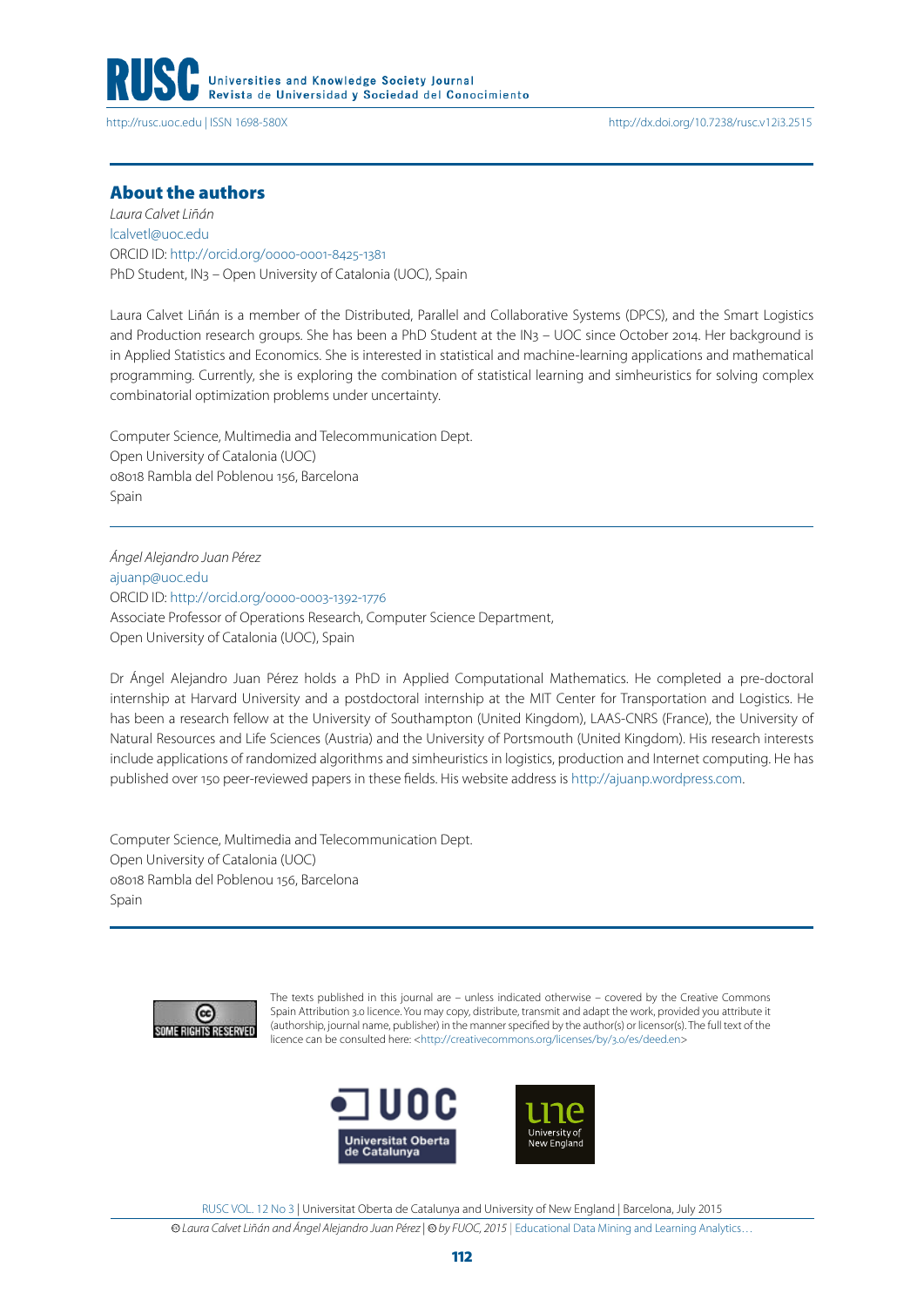## About the authors

*Laura Calvet Liñán*
lcalvetl@uoc.edu
ORCID ID: http://orcid.org/0000-0001-8425-1381
PhD Student, IN3 – Open University of Catalonia (UOC), Spain

Laura Calvet Liñán is a member of the Distributed, Parallel and Collaborative Systems (DPCS), and the Smart Logistics and Production research groups. She has been a PhD Student at the IN3 – UOC since October 2014. Her background is in Applied Statistics and Economics. She is interested in statistical and machine-learning applications and mathematical programming. Currently, she is exploring the combination of statistical learning and simheuristics for solving complex combinatorial optimization problems under uncertainty.

Computer Science, Multimedia and Telecommunication Dept.
Open University of Catalonia (UOC)
08018 Rambla del Poblenou 156, Barcelona
Spain

---

*Ángel Alejandro Juan Pérez*
ajuanp@uoc.edu
ORCID ID: http://orcid.org/0000-0003-1392-1776
Associate Professor of Operations Research, Computer Science Department,
Open University of Catalonia (UOC), Spain

Dr Ángel Alejandro Juan Pérez holds a PhD in Applied Computational Mathematics. He completed a pre-doctoral internship at Harvard University and a postdoctoral internship at the MIT Center for Transportation and Logistics. He has been a research fellow at the University of Southampton (United Kingdom), LAAS-CNRS (France), the University of Natural Resources and Life Sciences (Austria) and the University of Portsmouth (United Kingdom). His research interests include applications of randomized algorithms and simheuristics in logistics, production and Internet computing. He has published over 150 peer-reviewed papers in these fields. His website address is http://ajuanp.wordpress.com.

Computer Science, Multimedia and Telecommunication Dept.
Open University of Catalonia (UOC)
08018 Rambla del Poblenou 156, Barcelona
Spain

---

The texts published in this journal are – unless indicated otherwise – covered by the Creative Commons Spain Attribution 3.0 licence. You may copy, distribute, transmit and adapt the work, provided you attribute it (authorship, journal name, publisher) in the manner specified by the author(s) or licensor(s). The full text of the licence can be consulted here: <http://creativecommons.org/licenses/by/3.0/es/deed.en>